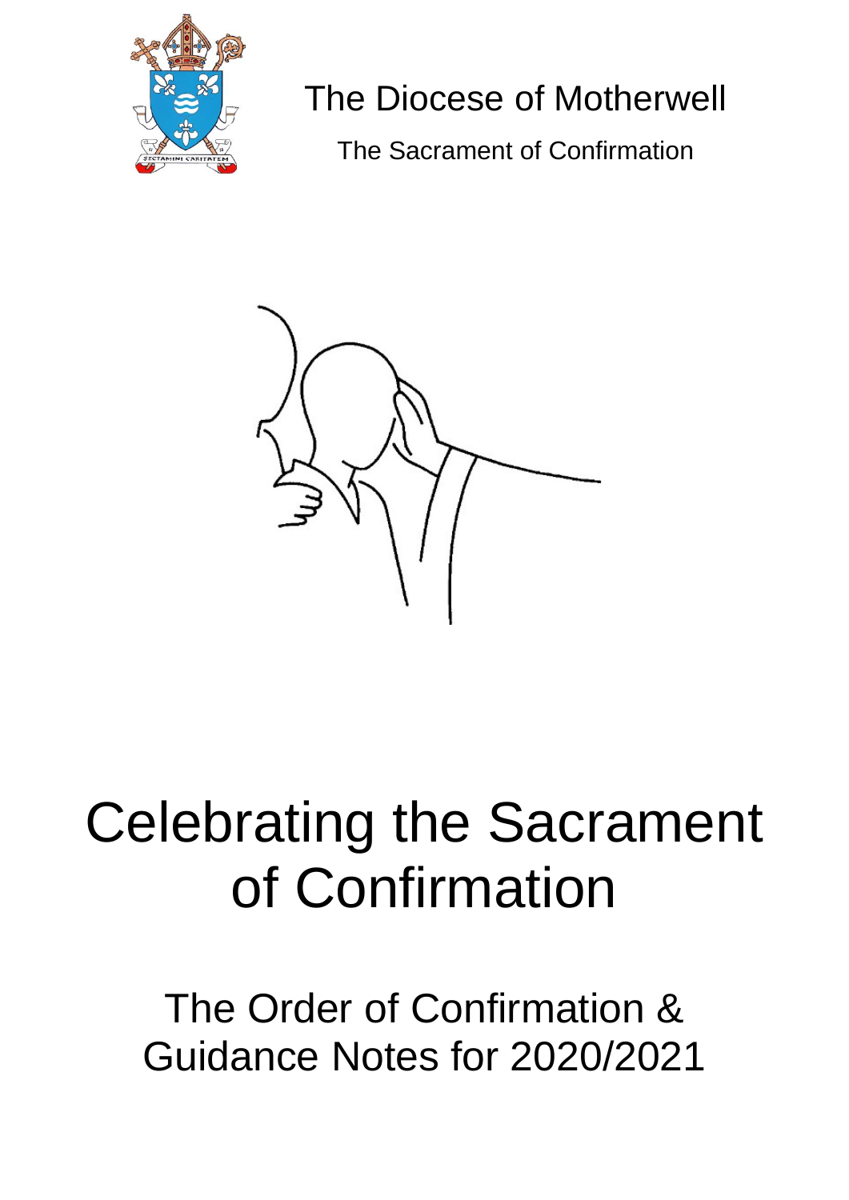The Diocese of Motherwell

The Sacrament of Confirmation

# Celebrating the Sacrament of Confirmation

## The Order of Confirmation & Guidance Notes for 2020/2021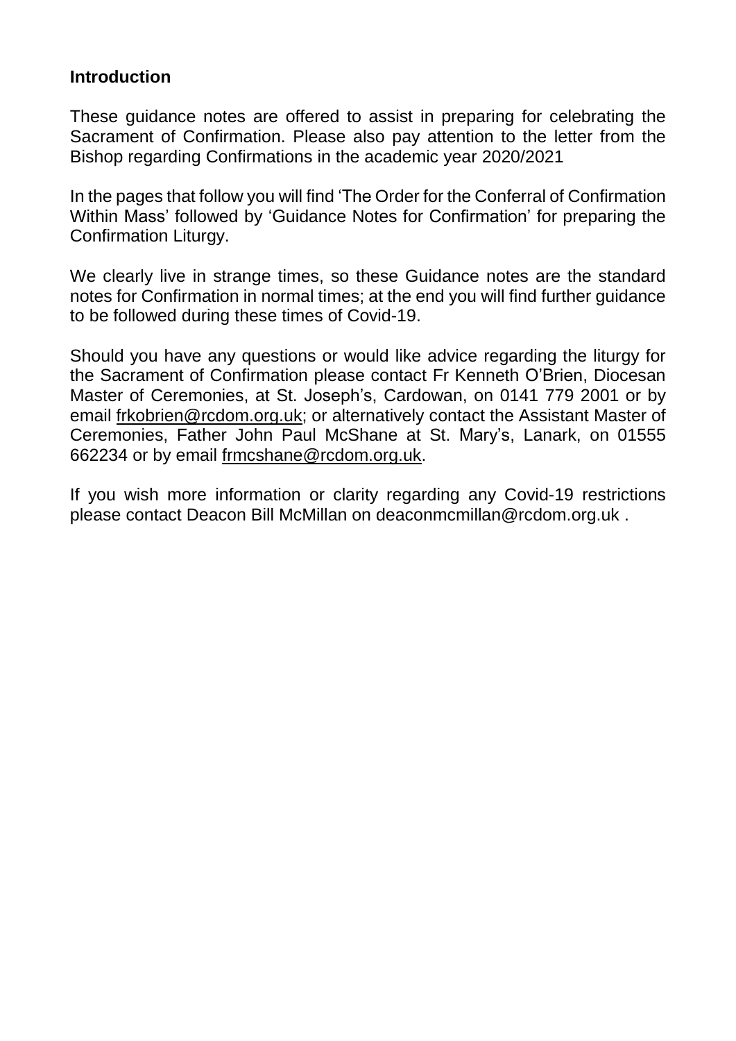## Introduction

These guidance notes are offered to assist in preparing for celebrating the Sacrament of Confirmation. Please also pay attention to the letter from the Bishop regarding Confirmations in the academic year 2020/2021

In the pages that follow you will find 'The Order for the Conferral of Confirmation Within Mass' followed by 'Guidance Notes for Confirmation' for preparing the Confirmation Liturgy.

We clearly live in strange times, so these Guidance notes are the standard notes for Confirmation in normal times; at the end you will find further guidance to be followed during these times of Covid-19.

Should you have any questions or would like advice regarding the liturgy for the Sacrament of Confirmation please contact Fr Kenneth O'Brien, Diocesan Master of Ceremonies, at St. Joseph's, Cardowan, on 0141 779 2001 or by email frkobrien@rcdom.org.uk; or alternatively contact the Assistant Master of Ceremonies, Father John Paul McShane at St. Mary's, Lanark, on 01555 662234 or by email frmcshane@rcdom.org.uk.

If you wish more information or clarity regarding any Covid-19 restrictions please contact Deacon Bill McMillan on deaconmcmillan@rcdom.org.uk .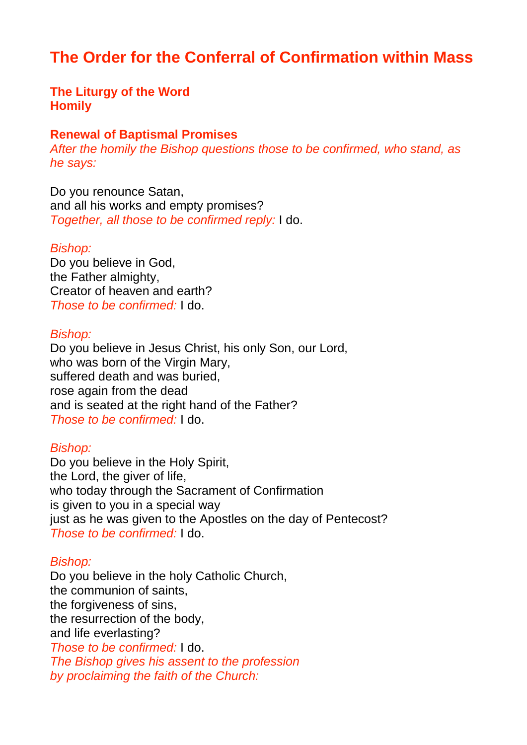# The Order for the Conferral of Confirmation within Mass

**The Liturgy of the Word**
**Homily**

**Renewal of Baptismal Promises**

*After the homily the Bishop questions those to be confirmed, who stand, as he says:*

Do you renounce Satan,
and all his works and empty promises?
*Together, all those to be confirmed reply:* I do.

*Bishop:*
Do you believe in God,
the Father almighty,
Creator of heaven and earth?
*Those to be confirmed:* I do.

*Bishop:*
Do you believe in Jesus Christ, his only Son, our Lord,
who was born of the Virgin Mary,
suffered death and was buried,
rose again from the dead
and is seated at the right hand of the Father?
*Those to be confirmed:* I do.

*Bishop:*
Do you believe in the Holy Spirit,
the Lord, the giver of life,
who today through the Sacrament of Confirmation
is given to you in a special way
just as he was given to the Apostles on the day of Pentecost?
*Those to be confirmed:* I do.

*Bishop:*
Do you believe in the holy Catholic Church,
the communion of saints,
the forgiveness of sins,
the resurrection of the body,
and life everlasting?
*Those to be confirmed:* I do.
*The Bishop gives his assent to the profession*
*by proclaiming the faith of the Church:*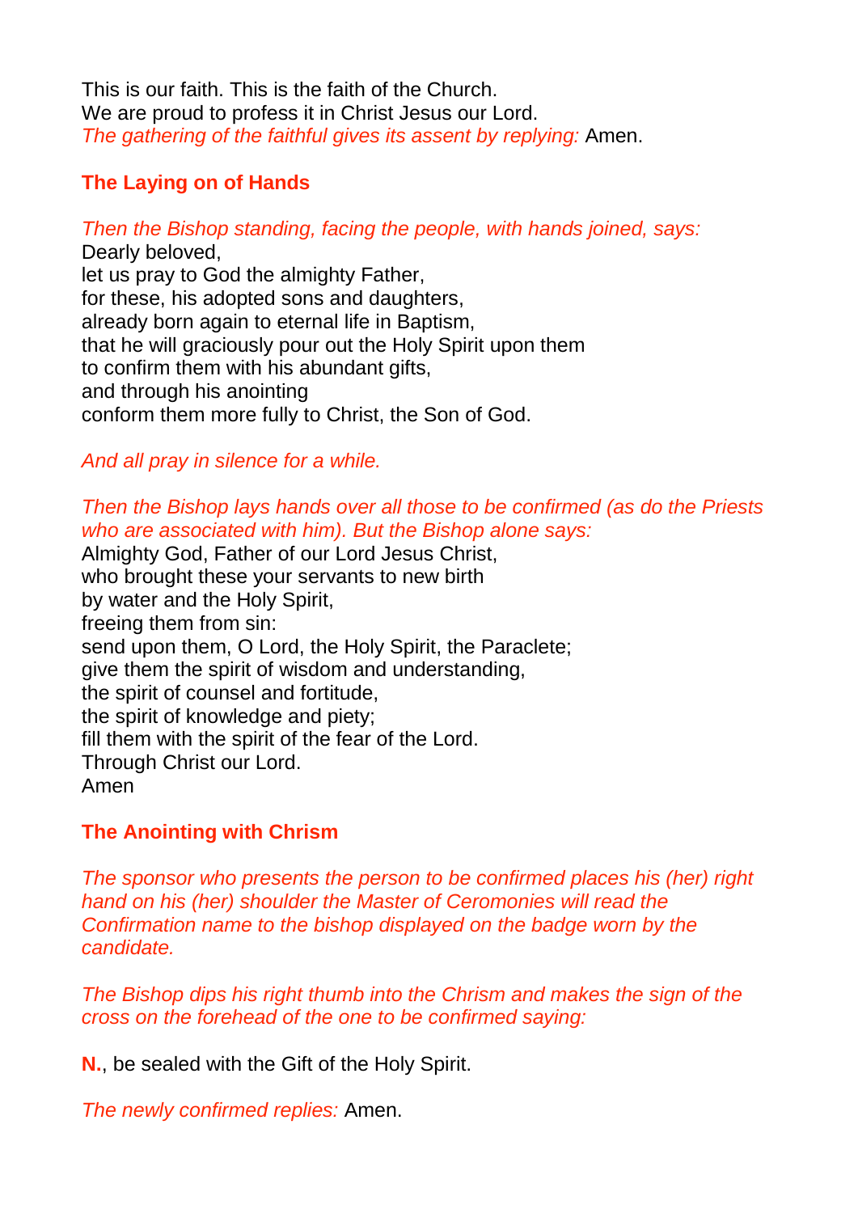This is our faith. This is the faith of the Church.
We are proud to profess it in Christ Jesus our Lord.
*The gathering of the faithful gives its assent by replying:* Amen.

## The Laying on of Hands

*Then the Bishop standing, facing the people, with hands joined, says:*
Dearly beloved,
let us pray to God the almighty Father,
for these, his adopted sons and daughters,
already born again to eternal life in Baptism,
that he will graciously pour out the Holy Spirit upon them
to confirm them with his abundant gifts,
and through his anointing
conform them more fully to Christ, the Son of God.

*And all pray in silence for a while.*

*Then the Bishop lays hands over all those to be confirmed (as do the Priests who are associated with him). But the Bishop alone says:*
Almighty God, Father of our Lord Jesus Christ,
who brought these your servants to new birth
by water and the Holy Spirit,
freeing them from sin:
send upon them, O Lord, the Holy Spirit, the Paraclete;
give them the spirit of wisdom and understanding,
the spirit of counsel and fortitude,
the spirit of knowledge and piety;
fill them with the spirit of the fear of the Lord.
Through Christ our Lord.
Amen

## The Anointing with Chrism

*The sponsor who presents the person to be confirmed places his (her) right hand on his (her) shoulder the Master of Ceremonies will read the Confirmation name to the bishop displayed on the badge worn by the candidate.*

*The Bishop dips his right thumb into the Chrism and makes the sign of the cross on the forehead of the one to be confirmed saying:*

**N.**, be sealed with the Gift of the Holy Spirit.

*The newly confirmed replies:* Amen.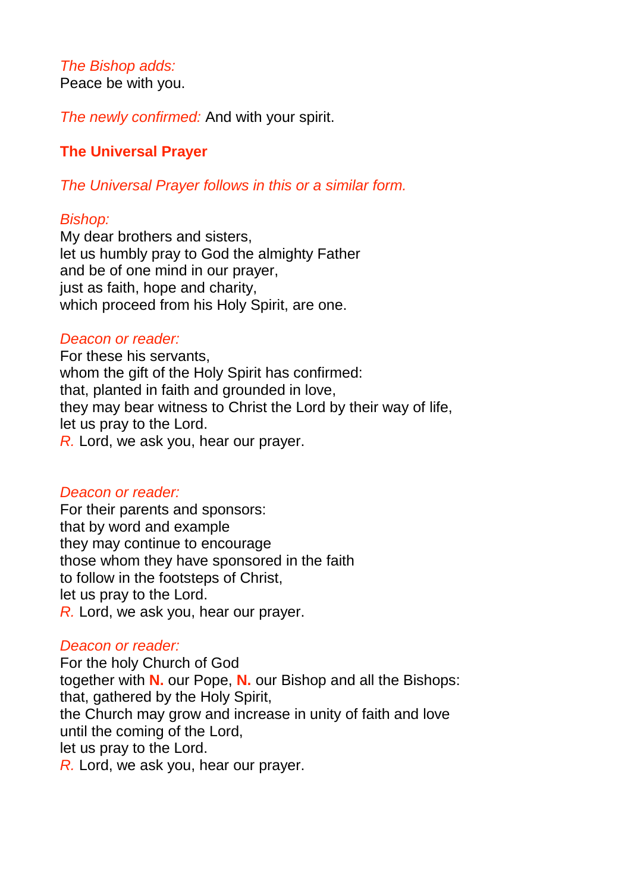*The Bishop adds:*
Peace be with you.

*The newly confirmed:* And with your spirit.

**The Universal Prayer**

*The Universal Prayer follows in this or a similar form.*

*Bishop:*
My dear brothers and sisters,
let us humbly pray to God the almighty Father
and be of one mind in our prayer,
just as faith, hope and charity,
which proceed from his Holy Spirit, are one.

*Deacon or reader:*
For these his servants,
whom the gift of the Holy Spirit has confirmed:
that, planted in faith and grounded in love,
they may bear witness to Christ the Lord by their way of life,
let us pray to the Lord.
*R.* Lord, we ask you, hear our prayer.

*Deacon or reader:*
For their parents and sponsors:
that by word and example
they may continue to encourage
those whom they have sponsored in the faith
to follow in the footsteps of Christ,
let us pray to the Lord.
*R.* Lord, we ask you, hear our prayer.

*Deacon or reader:*
For the holy Church of God
together with **N.** our Pope, **N.** our Bishop and all the Bishops:
that, gathered by the Holy Spirit,
the Church may grow and increase in unity of faith and love
until the coming of the Lord,
let us pray to the Lord.
*R.* Lord, we ask you, hear our prayer.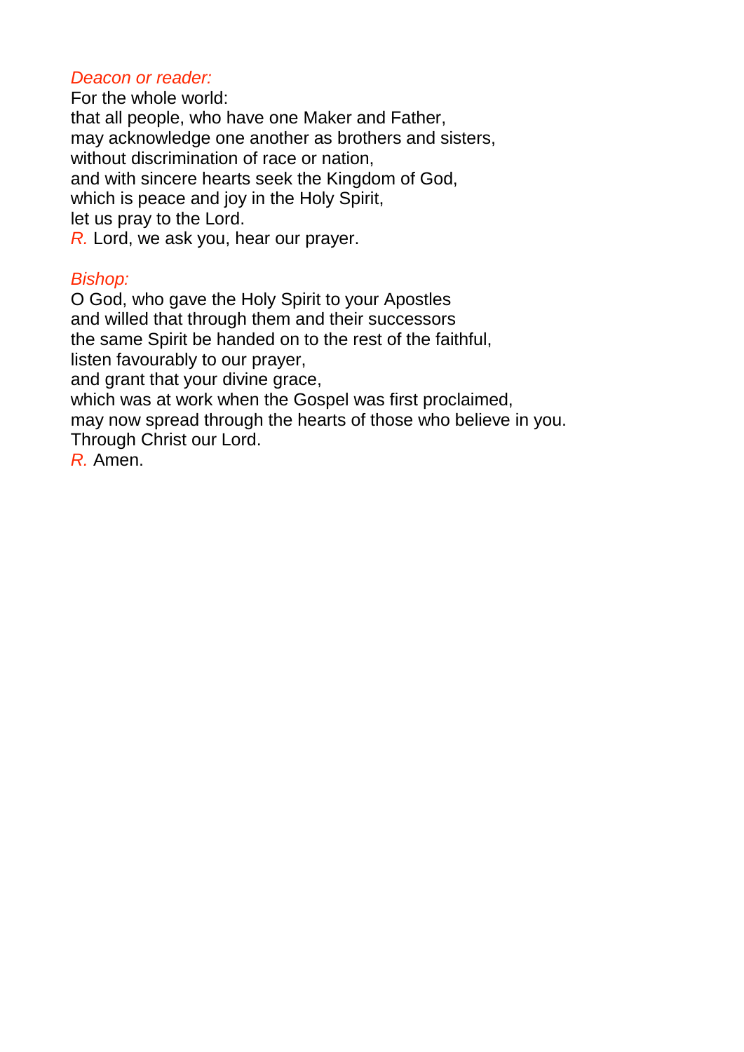*Deacon or reader:*
For the whole world:
that all people, who have one Maker and Father,
may acknowledge one another as brothers and sisters,
without discrimination of race or nation,
and with sincere hearts seek the Kingdom of God,
which is peace and joy in the Holy Spirit,
let us pray to the Lord.
*R.* Lord, we ask you, hear our prayer.

*Bishop:*
O God, who gave the Holy Spirit to your Apostles
and willed that through them and their successors
the same Spirit be handed on to the rest of the faithful,
listen favourably to our prayer,
and grant that your divine grace,
which was at work when the Gospel was first proclaimed,
may now spread through the hearts of those who believe in you.
Through Christ our Lord.
*R.* Amen.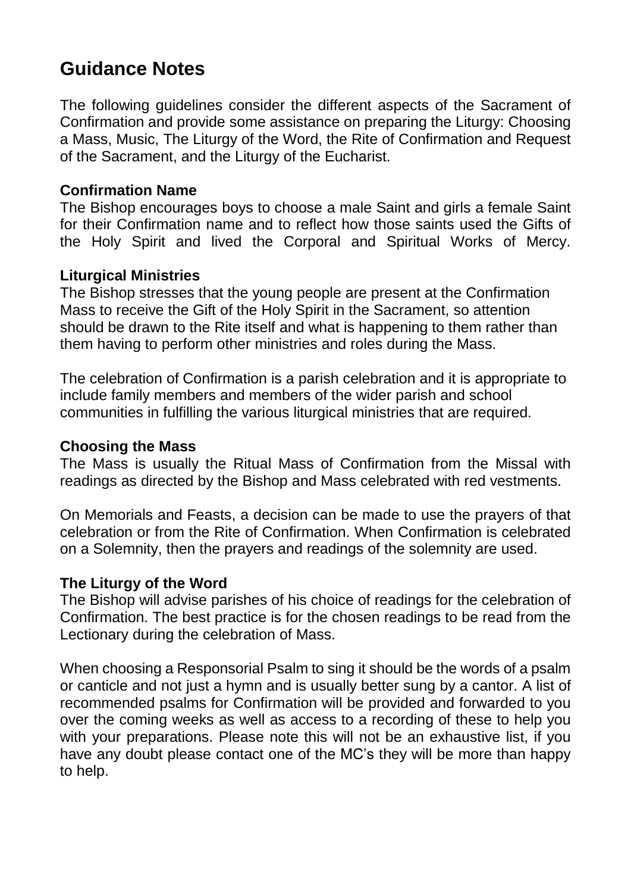# Guidance Notes

The following guidelines consider the different aspects of the Sacrament of Confirmation and provide some assistance on preparing the Liturgy: Choosing a Mass, Music, The Liturgy of the Word, the Rite of Confirmation and Request of the Sacrament, and the Liturgy of the Eucharist.

**Confirmation Name**

The Bishop encourages boys to choose a male Saint and girls a female Saint for their Confirmation name and to reflect how those saints used the Gifts of the Holy Spirit and lived the Corporal and Spiritual Works of Mercy.

**Liturgical Ministries**

The Bishop stresses that the young people are present at the Confirmation Mass to receive the Gift of the Holy Spirit in the Sacrament, so attention should be drawn to the Rite itself and what is happening to them rather than them having to perform other ministries and roles during the Mass.

The celebration of Confirmation is a parish celebration and it is appropriate to include family members and members of the wider parish and school communities in fulfilling the various liturgical ministries that are required.

**Choosing the Mass**

The Mass is usually the Ritual Mass of Confirmation from the Missal with readings as directed by the Bishop and Mass celebrated with red vestments.

On Memorials and Feasts, a decision can be made to use the prayers of that celebration or from the Rite of Confirmation. When Confirmation is celebrated on a Solemnity, then the prayers and readings of the solemnity are used.

**The Liturgy of the Word**

The Bishop will advise parishes of his choice of readings for the celebration of Confirmation. The best practice is for the chosen readings to be read from the Lectionary during the celebration of Mass.

When choosing a Responsorial Psalm to sing it should be the words of a psalm or canticle and not just a hymn and is usually better sung by a cantor. A list of recommended psalms for Confirmation will be provided and forwarded to you over the coming weeks as well as access to a recording of these to help you with your preparations. Please note this will not be an exhaustive list, if you have any doubt please contact one of the MC's they will be more than happy to help.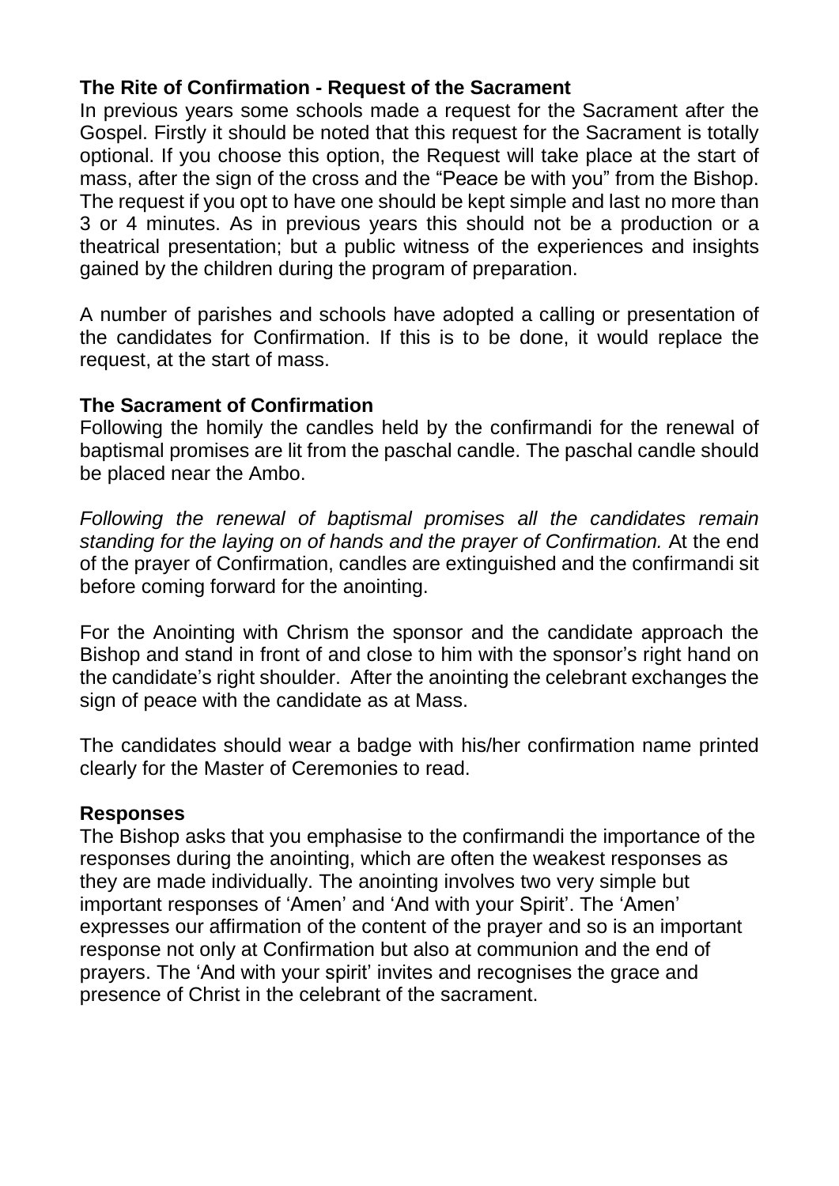**The Rite of Confirmation - Request of the Sacrament**

In previous years some schools made a request for the Sacrament after the Gospel. Firstly it should be noted that this request for the Sacrament is totally optional. If you choose this option, the Request will take place at the start of mass, after the sign of the cross and the "Peace be with you" from the Bishop. The request if you opt to have one should be kept simple and last no more than 3 or 4 minutes. As in previous years this should not be a production or a theatrical presentation; but a public witness of the experiences and insights gained by the children during the program of preparation.

A number of parishes and schools have adopted a calling or presentation of the candidates for Confirmation. If this is to be done, it would replace the request, at the start of mass.

**The Sacrament of Confirmation**

Following the homily the candles held by the confirmandi for the renewal of baptismal promises are lit from the paschal candle. The paschal candle should be placed near the Ambo.

*Following the renewal of baptismal promises all the candidates remain standing for the laying on of hands and the prayer of Confirmation.* At the end of the prayer of Confirmation, candles are extinguished and the confirmandi sit before coming forward for the anointing.

For the Anointing with Chrism the sponsor and the candidate approach the Bishop and stand in front of and close to him with the sponsor's right hand on the candidate's right shoulder. After the anointing the celebrant exchanges the sign of peace with the candidate as at Mass.

The candidates should wear a badge with his/her confirmation name printed clearly for the Master of Ceremonies to read.

**Responses**

The Bishop asks that you emphasise to the confirmandi the importance of the responses during the anointing, which are often the weakest responses as they are made individually. The anointing involves two very simple but important responses of 'Amen' and 'And with your Spirit'. The 'Amen' expresses our affirmation of the content of the prayer and so is an important response not only at Confirmation but also at communion and the end of prayers. The 'And with your spirit' invites and recognises the grace and presence of Christ in the celebrant of the sacrament.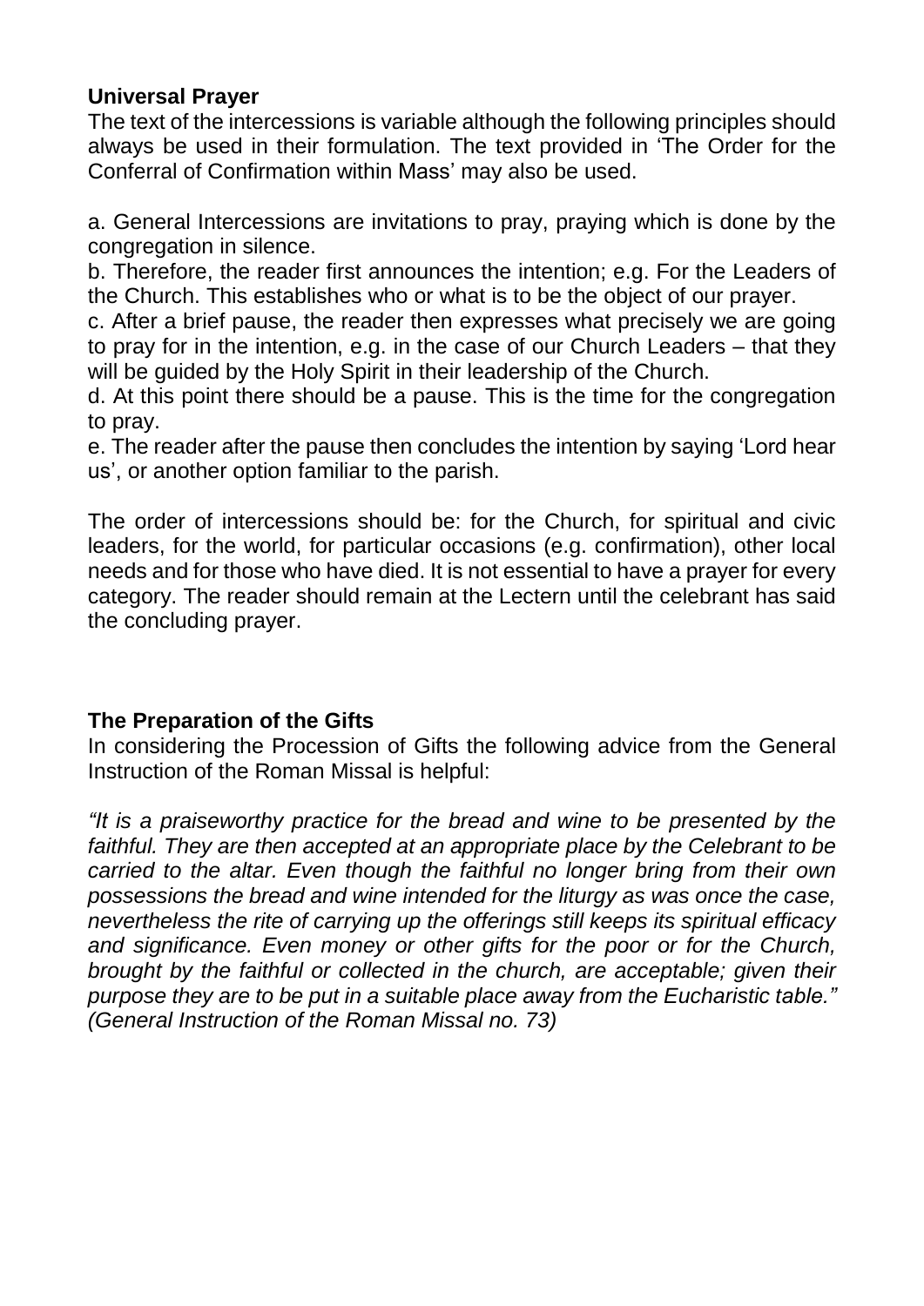**Universal Prayer**

The text of the intercessions is variable although the following principles should always be used in their formulation. The text provided in 'The Order for the Conferral of Confirmation within Mass' may also be used.

a. General Intercessions are invitations to pray, praying which is done by the congregation in silence.
b. Therefore, the reader first announces the intention; e.g. For the Leaders of the Church. This establishes who or what is to be the object of our prayer.
c. After a brief pause, the reader then expresses what precisely we are going to pray for in the intention, e.g. in the case of our Church Leaders – that they will be guided by the Holy Spirit in their leadership of the Church.
d. At this point there should be a pause. This is the time for the congregation to pray.
e. The reader after the pause then concludes the intention by saying 'Lord hear us', or another option familiar to the parish.

The order of intercessions should be: for the Church, for spiritual and civic leaders, for the world, for particular occasions (e.g. confirmation), other local needs and for those who have died. It is not essential to have a prayer for every category. The reader should remain at the Lectern until the celebrant has said the concluding prayer.

**The Preparation of the Gifts**

In considering the Procession of Gifts the following advice from the General Instruction of the Roman Missal is helpful:

*"It is a praiseworthy practice for the bread and wine to be presented by the faithful. They are then accepted at an appropriate place by the Celebrant to be carried to the altar. Even though the faithful no longer bring from their own possessions the bread and wine intended for the liturgy as was once the case, nevertheless the rite of carrying up the offerings still keeps its spiritual efficacy and significance. Even money or other gifts for the poor or for the Church, brought by the faithful or collected in the church, are acceptable; given their purpose they are to be put in a suitable place away from the Eucharistic table." (General Instruction of the Roman Missal no. 73)*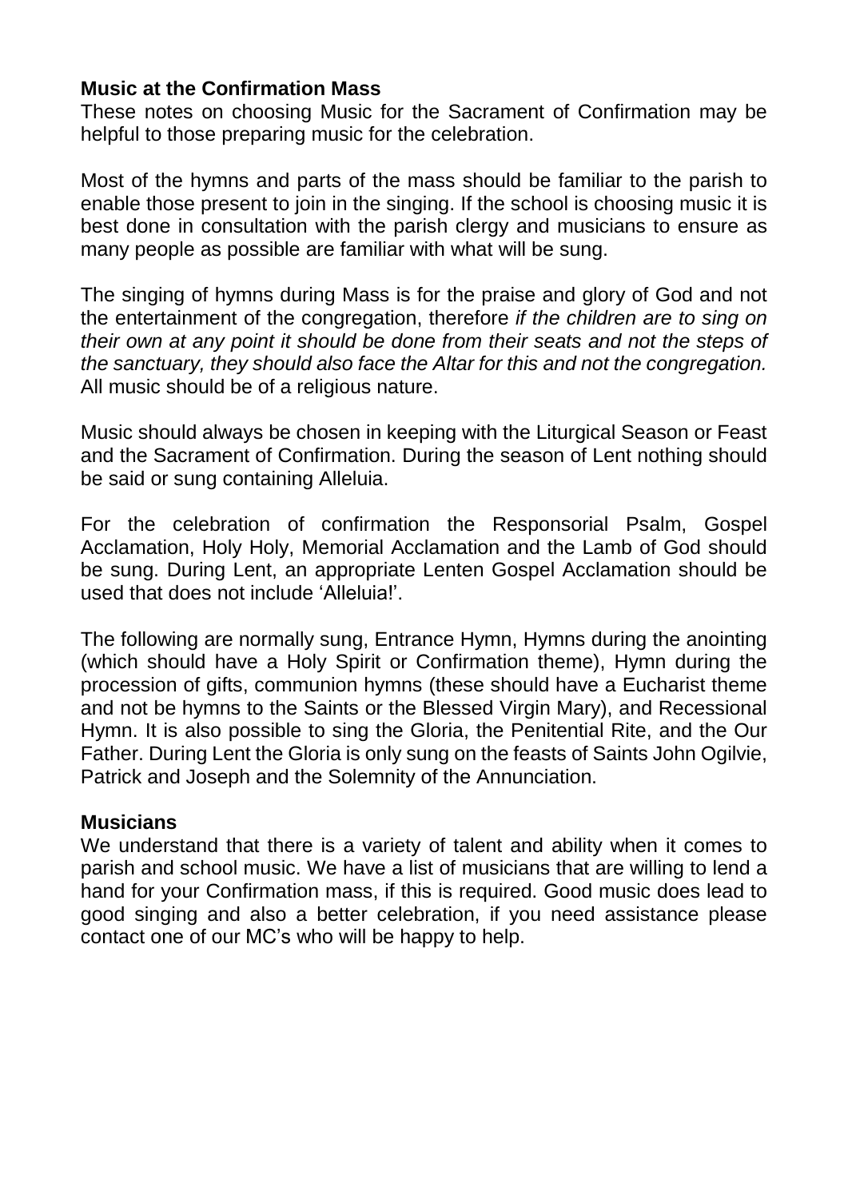**Music at the Confirmation Mass**

These notes on choosing Music for the Sacrament of Confirmation may be helpful to those preparing music for the celebration.

Most of the hymns and parts of the mass should be familiar to the parish to enable those present to join in the singing. If the school is choosing music it is best done in consultation with the parish clergy and musicians to ensure as many people as possible are familiar with what will be sung.

The singing of hymns during Mass is for the praise and glory of God and not the entertainment of the congregation, therefore *if the children are to sing on their own at any point it should be done from their seats and not the steps of the sanctuary, they should also face the Altar for this and not the congregation.* All music should be of a religious nature.

Music should always be chosen in keeping with the Liturgical Season or Feast and the Sacrament of Confirmation. During the season of Lent nothing should be said or sung containing Alleluia.

For the celebration of confirmation the Responsorial Psalm, Gospel Acclamation, Holy Holy, Memorial Acclamation and the Lamb of God should be sung. During Lent, an appropriate Lenten Gospel Acclamation should be used that does not include 'Alleluia!'.

The following are normally sung, Entrance Hymn, Hymns during the anointing (which should have a Holy Spirit or Confirmation theme), Hymn during the procession of gifts, communion hymns (these should have a Eucharist theme and not be hymns to the Saints or the Blessed Virgin Mary), and Recessional Hymn. It is also possible to sing the Gloria, the Penitential Rite, and the Our Father. During Lent the Gloria is only sung on the feasts of Saints John Ogilvie, Patrick and Joseph and the Solemnity of the Annunciation.

**Musicians**

We understand that there is a variety of talent and ability when it comes to parish and school music. We have a list of musicians that are willing to lend a hand for your Confirmation mass, if this is required. Good music does lead to good singing and also a better celebration, if you need assistance please contact one of our MC's who will be happy to help.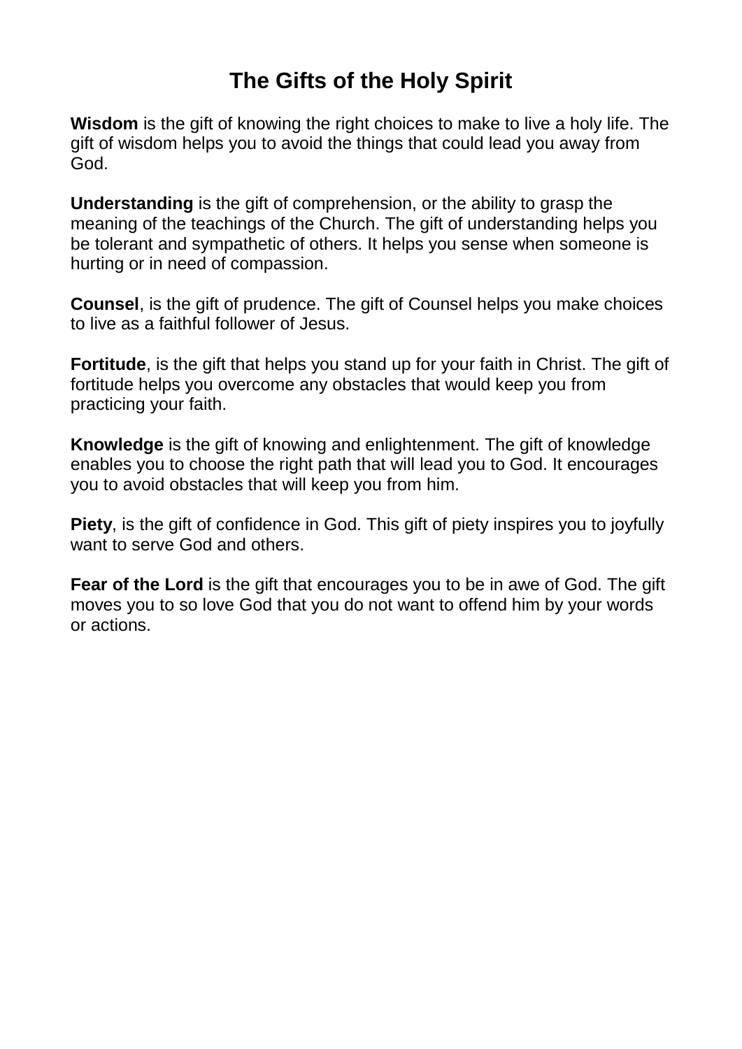# The Gifts of the Holy Spirit

**Wisdom** is the gift of knowing the right choices to make to live a holy life. The gift of wisdom helps you to avoid the things that could lead you away from God.

**Understanding** is the gift of comprehension, or the ability to grasp the meaning of the teachings of the Church. The gift of understanding helps you be tolerant and sympathetic of others. It helps you sense when someone is hurting or in need of compassion.

**Counsel**, is the gift of prudence. The gift of Counsel helps you make choices to live as a faithful follower of Jesus.

**Fortitude**, is the gift that helps you stand up for your faith in Christ. The gift of fortitude helps you overcome any obstacles that would keep you from practicing your faith.

**Knowledge** is the gift of knowing and enlightenment. The gift of knowledge enables you to choose the right path that will lead you to God. It encourages you to avoid obstacles that will keep you from him.

**Piety**, is the gift of confidence in God. This gift of piety inspires you to joyfully want to serve God and others.

**Fear of the Lord** is the gift that encourages you to be in awe of God. The gift moves you to so love God that you do not want to offend him by your words or actions.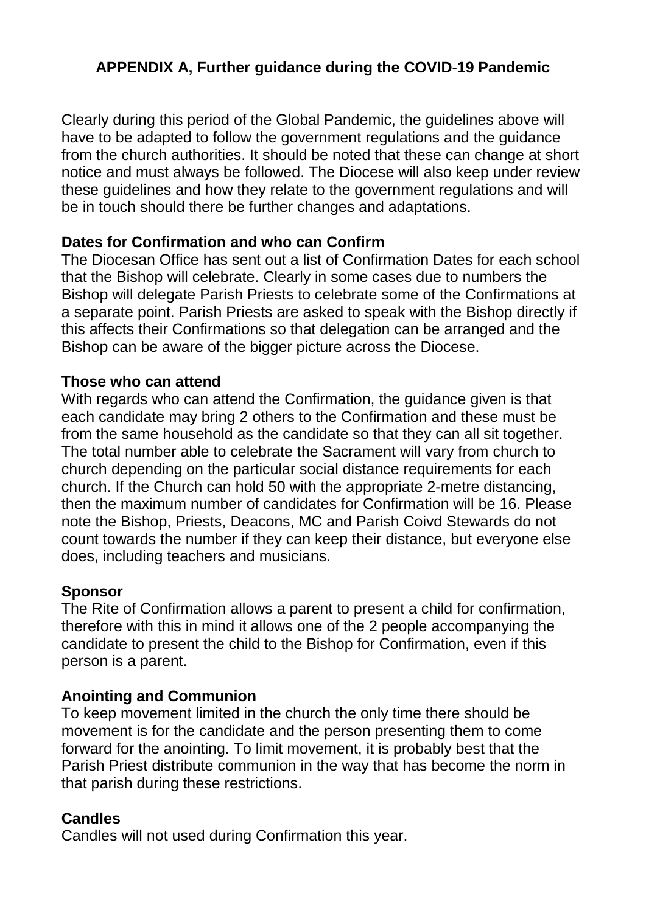## APPENDIX A, Further guidance during the COVID-19 Pandemic

Clearly during this period of the Global Pandemic, the guidelines above will have to be adapted to follow the government regulations and the guidance from the church authorities. It should be noted that these can change at short notice and must always be followed. The Diocese will also keep under review these guidelines and how they relate to the government regulations and will be in touch should there be further changes and adaptations.

**Dates for Confirmation and who can Confirm**
The Diocesan Office has sent out a list of Confirmation Dates for each school that the Bishop will celebrate. Clearly in some cases due to numbers the Bishop will delegate Parish Priests to celebrate some of the Confirmations at a separate point. Parish Priests are asked to speak with the Bishop directly if this affects their Confirmations so that delegation can be arranged and the Bishop can be aware of the bigger picture across the Diocese.

**Those who can attend**
With regards who can attend the Confirmation, the guidance given is that each candidate may bring 2 others to the Confirmation and these must be from the same household as the candidate so that they can all sit together. The total number able to celebrate the Sacrament will vary from church to church depending on the particular social distance requirements for each church. If the Church can hold 50 with the appropriate 2-metre distancing, then the maximum number of candidates for Confirmation will be 16. Please note the Bishop, Priests, Deacons, MC and Parish Coivd Stewards do not count towards the number if they can keep their distance, but everyone else does, including teachers and musicians.

**Sponsor**
The Rite of Confirmation allows a parent to present a child for confirmation, therefore with this in mind it allows one of the 2 people accompanying the candidate to present the child to the Bishop for Confirmation, even if this person is a parent.

**Anointing and Communion**
To keep movement limited in the church the only time there should be movement is for the candidate and the person presenting them to come forward for the anointing. To limit movement, it is probably best that the Parish Priest distribute communion in the way that has become the norm in that parish during these restrictions.

**Candles**
Candles will not used during Confirmation this year.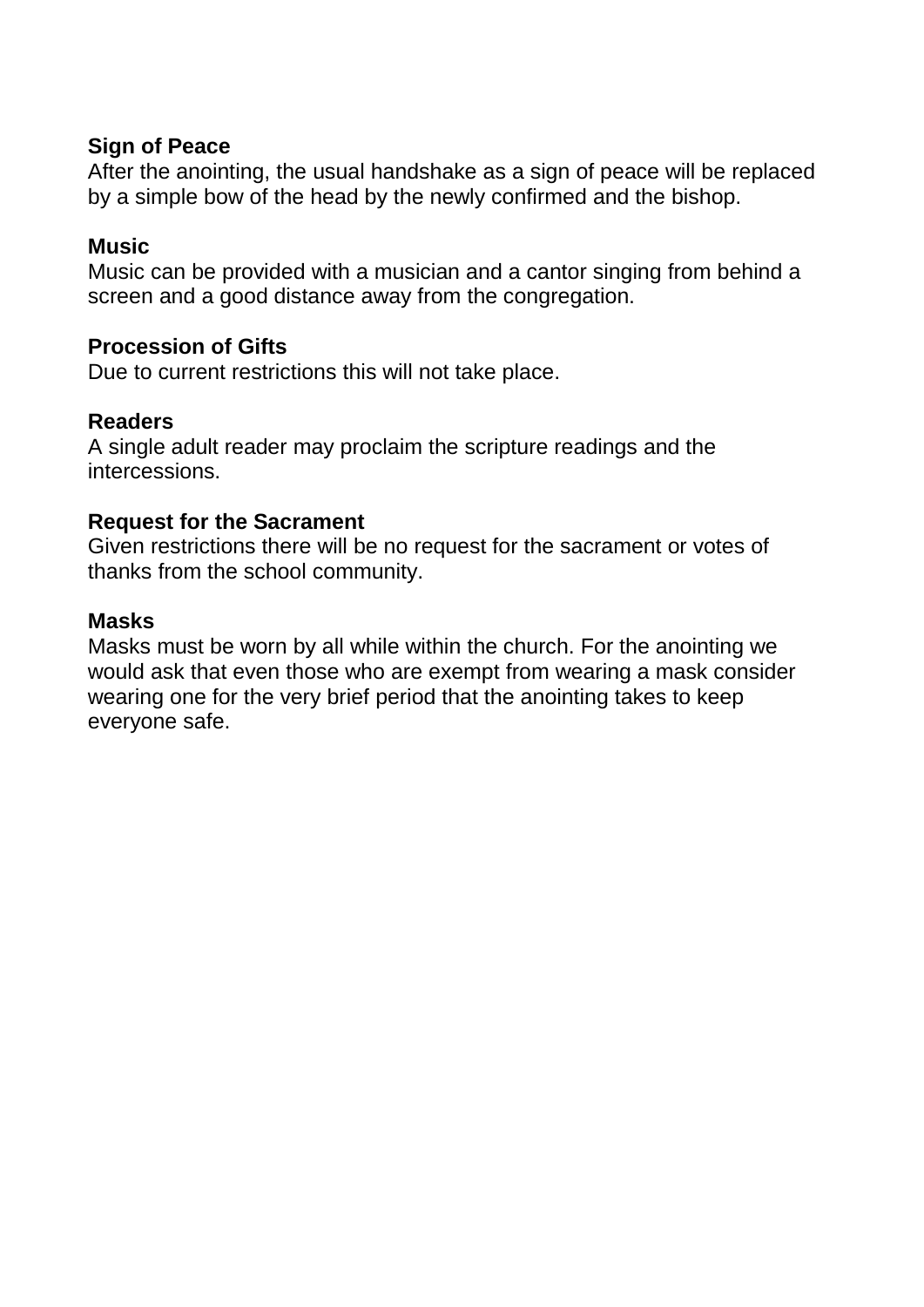**Sign of Peace**
After the anointing, the usual handshake as a sign of peace will be replaced by a simple bow of the head by the newly confirmed and the bishop.

**Music**
Music can be provided with a musician and a cantor singing from behind a screen and a good distance away from the congregation.

**Procession of Gifts**
Due to current restrictions this will not take place.

**Readers**
A single adult reader may proclaim the scripture readings and the intercessions.

**Request for the Sacrament**
Given restrictions there will be no request for the sacrament or votes of thanks from the school community.

**Masks**
Masks must be worn by all while within the church. For the anointing we would ask that even those who are exempt from wearing a mask consider wearing one for the very brief period that the anointing takes to keep everyone safe.